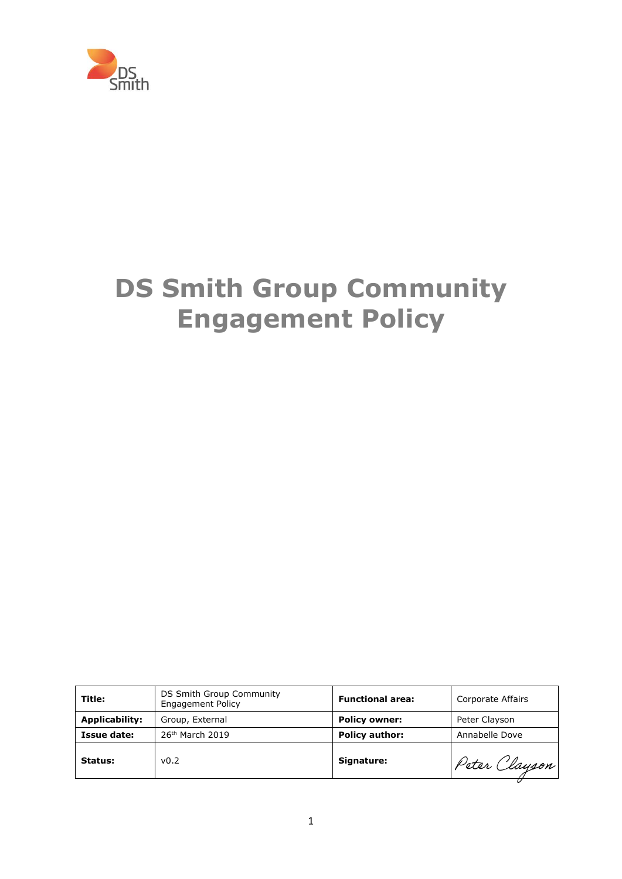DS Smith

# DS Smith Group Community Engagement Policy

| Title: | DS Smith Group Community Engagement Policy | Functional area: | Corporate Affairs |
|---|---|---|---|
| Applicability: | Group, External | Policy owner: | Peter Clayson |
| Issue date: | 26th March 2019 | Policy author: | Annabelle Dove |
| Status: | v0.2 | Signature: | Peter Clayson |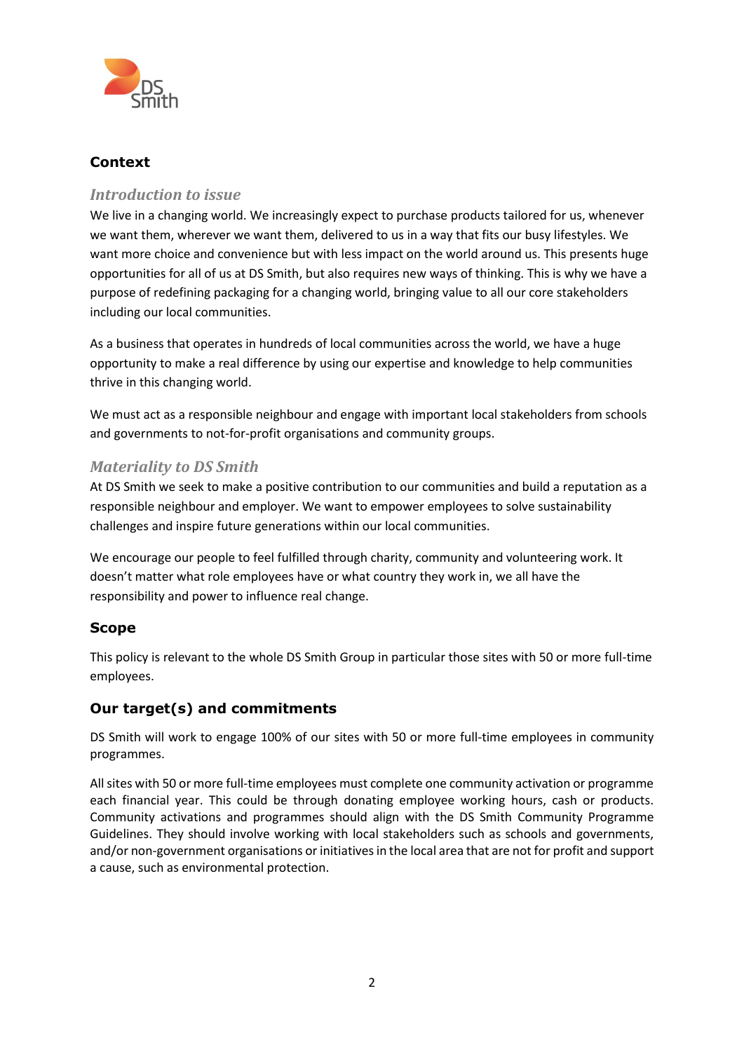## Context

### *Introduction to issue*

We live in a changing world. We increasingly expect to purchase products tailored for us, whenever we want them, wherever we want them, delivered to us in a way that fits our busy lifestyles. We want more choice and convenience but with less impact on the world around us. This presents huge opportunities for all of us at DS Smith, but also requires new ways of thinking. This is why we have a purpose of redefining packaging for a changing world, bringing value to all our core stakeholders including our local communities.

As a business that operates in hundreds of local communities across the world, we have a huge opportunity to make a real difference by using our expertise and knowledge to help communities thrive in this changing world.

We must act as a responsible neighbour and engage with important local stakeholders from schools and governments to not-for-profit organisations and community groups.

### *Materiality to DS Smith*

At DS Smith we seek to make a positive contribution to our communities and build a reputation as a responsible neighbour and employer. We want to empower employees to solve sustainability challenges and inspire future generations within our local communities.

We encourage our people to feel fulfilled through charity, community and volunteering work. It doesn't matter what role employees have or what country they work in, we all have the responsibility and power to influence real change.

## Scope

This policy is relevant to the whole DS Smith Group in particular those sites with 50 or more full-time employees.

## Our target(s) and commitments

DS Smith will work to engage 100% of our sites with 50 or more full-time employees in community programmes.

All sites with 50 or more full-time employees must complete one community activation or programme each financial year. This could be through donating employee working hours, cash or products. Community activations and programmes should align with the DS Smith Community Programme Guidelines. They should involve working with local stakeholders such as schools and governments, and/or non-government organisations or initiatives in the local area that are not for profit and support a cause, such as environmental protection.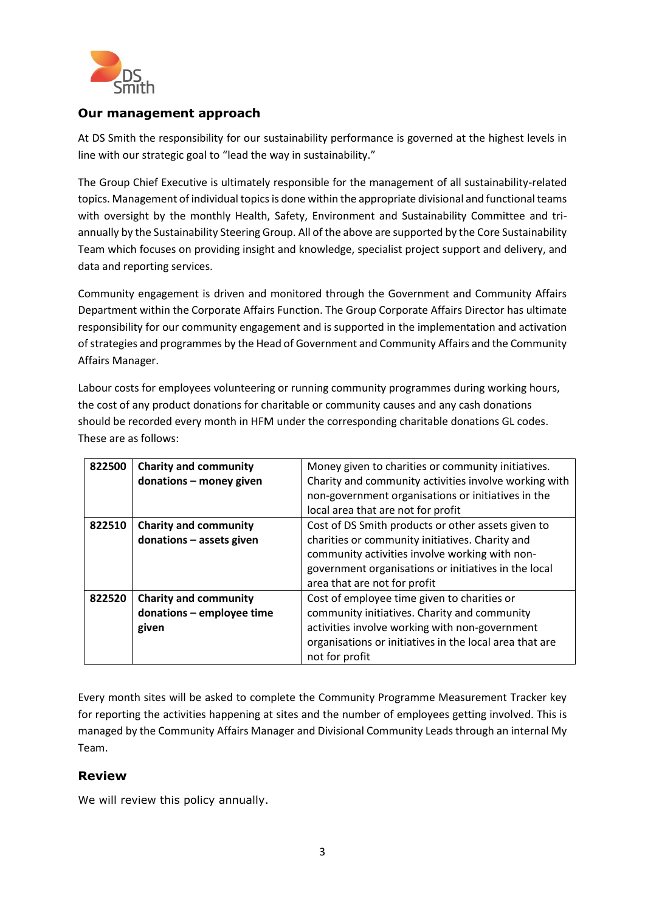## Our management approach

At DS Smith the responsibility for our sustainability performance is governed at the highest levels in line with our strategic goal to "lead the way in sustainability."

The Group Chief Executive is ultimately responsible for the management of all sustainability-related topics. Management of individual topics is done within the appropriate divisional and functional teams with oversight by the monthly Health, Safety, Environment and Sustainability Committee and tri-annually by the Sustainability Steering Group. All of the above are supported by the Core Sustainability Team which focuses on providing insight and knowledge, specialist project support and delivery, and data and reporting services.

Community engagement is driven and monitored through the Government and Community Affairs Department within the Corporate Affairs Function. The Group Corporate Affairs Director has ultimate responsibility for our community engagement and is supported in the implementation and activation of strategies and programmes by the Head of Government and Community Affairs and the Community Affairs Manager.

Labour costs for employees volunteering or running community programmes during working hours, the cost of any product donations for charitable or community causes and any cash donations should be recorded every month in HFM under the corresponding charitable donations GL codes. These are as follows:

| | | |
|---|---|---|
| **822500** | **Charity and community donations – money given** | Money given to charities or community initiatives. Charity and community activities involve working with non-government organisations or initiatives in the local area that are not for profit |
| **822510** | **Charity and community donations – assets given** | Cost of DS Smith products or other assets given to charities or community initiatives. Charity and community activities involve working with non-government organisations or initiatives in the local area that are not for profit |
| **822520** | **Charity and community donations – employee time given** | Cost of employee time given to charities or community initiatives. Charity and community activities involve working with non-government organisations or initiatives in the local area that are not for profit |

Every month sites will be asked to complete the Community Programme Measurement Tracker key for reporting the activities happening at sites and the number of employees getting involved. This is managed by the Community Affairs Manager and Divisional Community Leads through an internal My Team.

## Review

We will review this policy annually.